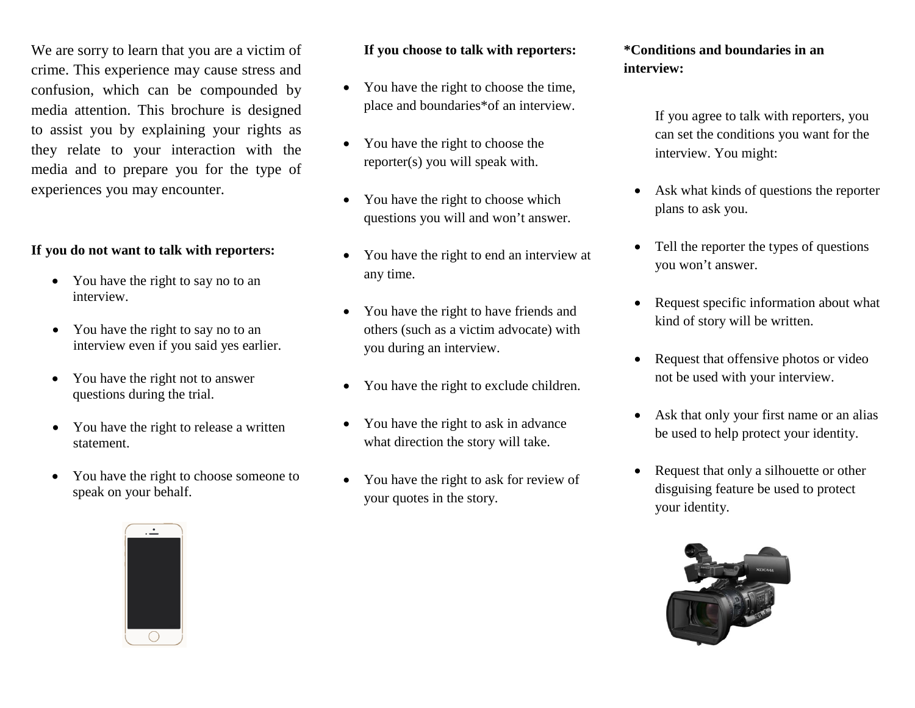We are sorry to learn that you are a victim of crime. This experience may cause stress and confusion, which can be compounded by media attention. This brochure is designed to assist you by explaining your rights as they relate to your interaction with the media and to prepare you for the type of experiences you may encounter.

**If you do not want to talk with reporters:**

- You have the right to say no to an interview.
- You have the right to say no to an interview even if you said yes earlier.
- You have the right not to answer questions during the trial.
- You have the right to release a written statement.
- You have the right to choose someone to speak on your behalf.

**If you choose to talk with reporters:**

- You have the right to choose the time, place and boundaries*of an interview.
- You have the right to choose the reporter(s) you will speak with.
- You have the right to choose which questions you will and won't answer.
- You have the right to end an interview at any time.
- You have the right to have friends and others (such as a victim advocate) with you during an interview.
- You have the right to exclude children.
- You have the right to ask in advance what direction the story will take.
- You have the right to ask for review of your quotes in the story.

***Conditions and boundaries in an interview:**

If you agree to talk with reporters, you can set the conditions you want for the interview. You might:

- Ask what kinds of questions the reporter plans to ask you.
- Tell the reporter the types of questions you won't answer.
- Request specific information about what kind of story will be written.
- Request that offensive photos or video not be used with your interview.
- Ask that only your first name or an alias be used to help protect your identity.
- Request that only a silhouette or other disguising feature be used to protect your identity.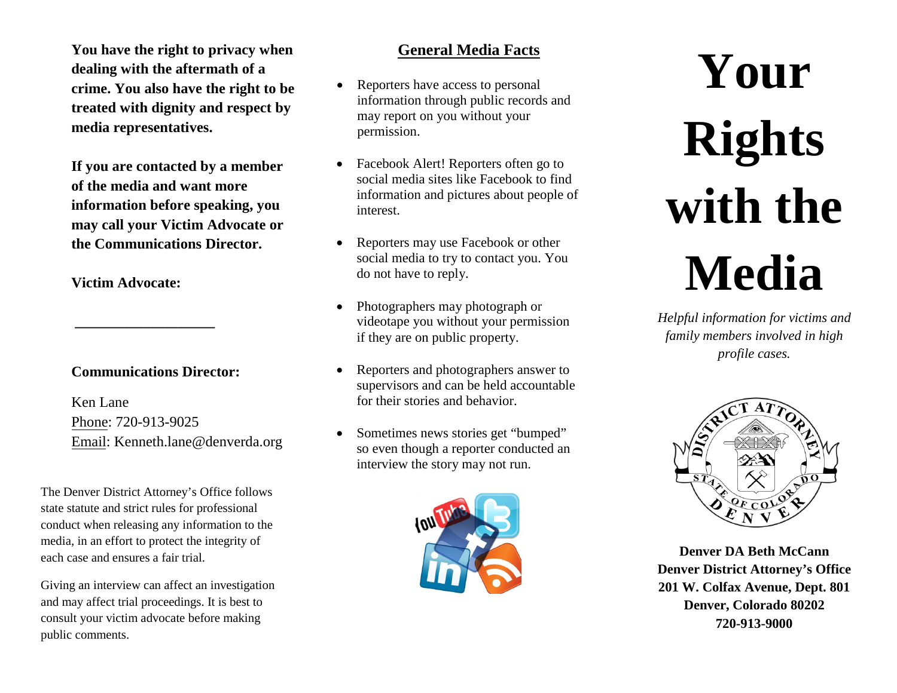**You have the right to privacy when dealing with the aftermath of a crime. You also have the right to be treated with dignity and respect by media representatives.**

**If you are contacted by a member of the media and want more information before speaking, you may call your Victim Advocate or the Communications Director.**

**Victim Advocate:**

___________________

**Communications Director:**

Ken Lane
Phone: 720-913-9025
Email: Kenneth.lane@denverda.org

The Denver District Attorney's Office follows state statute and strict rules for professional conduct when releasing any information to the media, in an effort to protect the integrity of each case and ensures a fair trial.

Giving an interview can affect an investigation and may affect trial proceedings. It is best to consult your victim advocate before making public comments.

## General Media Facts

- Reporters have access to personal information through public records and may report on you without your permission.
- Facebook Alert! Reporters often go to social media sites like Facebook to find information and pictures about people of interest.
- Reporters may use Facebook or other social media to try to contact you. You do not have to reply.
- Photographers may photograph or videotape you without your permission if they are on public property.
- Reporters and photographers answer to supervisors and can be held accountable for their stories and behavior.
- Sometimes news stories get "bumped" so even though a reporter conducted an interview the story may not run.

# Your Rights with the Media

*Helpful information for victims and family members involved in high profile cases.*

**Denver DA Beth McCann**
**Denver District Attorney's Office**
**201 W. Colfax Avenue, Dept. 801**
**Denver, Colorado 80202**
**720-913-9000**